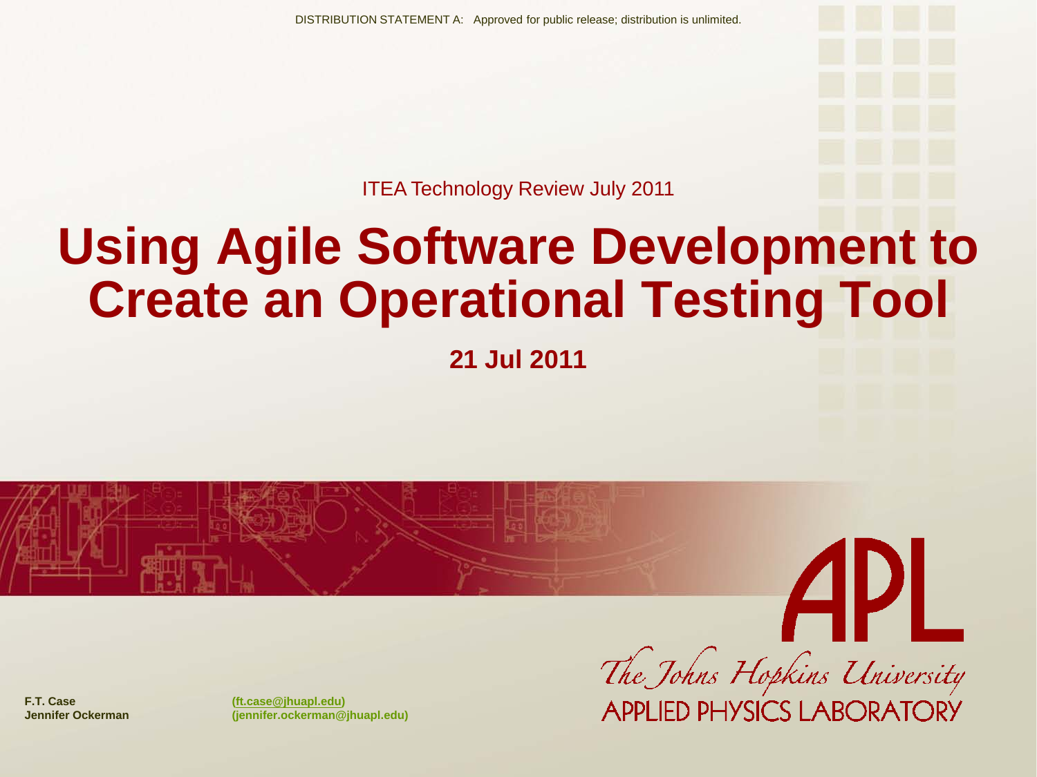DISTRIBUTION STATEMENT A: Approved for public release; distribution is unlimited.

ITEA Technology Review July 2011

# Using Agile Software Development to Create an Operational Testing Tool

**21 Jul 2011**

**F.T. Case** **(ft.case@jhuapl.edu)**
**Jennifer Ockerman** **(jennifer.ockerman@jhuapl.edu)**

APL
The Johns Hopkins University
APPLIED PHYSICS LABORATORY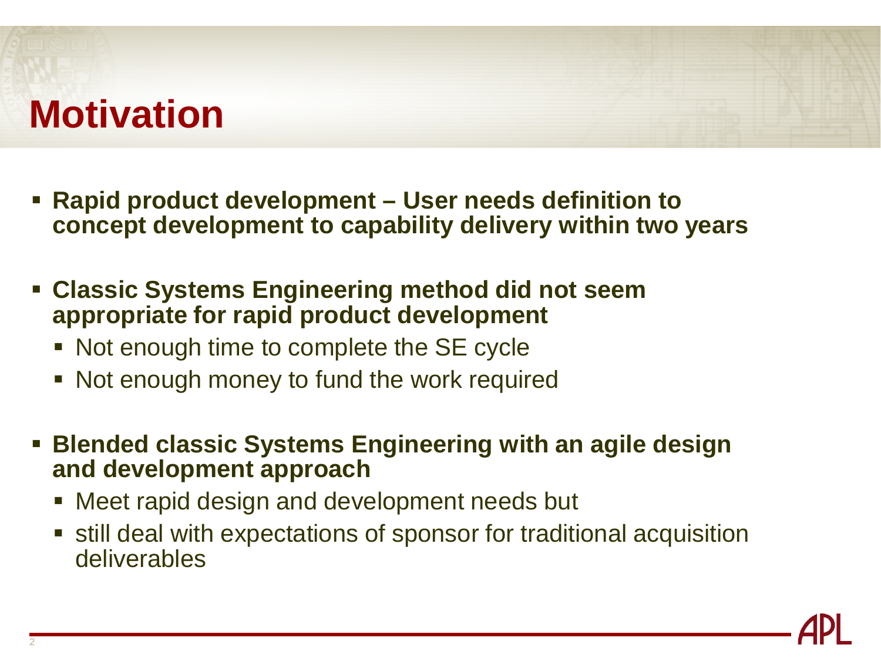# Motivation

- **Rapid product development – User needs definition to concept development to capability delivery within two years**
- **Classic Systems Engineering method did not seem appropriate for rapid product development**
  - Not enough time to complete the SE cycle
  - Not enough money to fund the work required
- **Blended classic Systems Engineering with an agile design and development approach**
  - Meet rapid design and development needs but
  - still deal with expectations of sponsor for traditional acquisition deliverables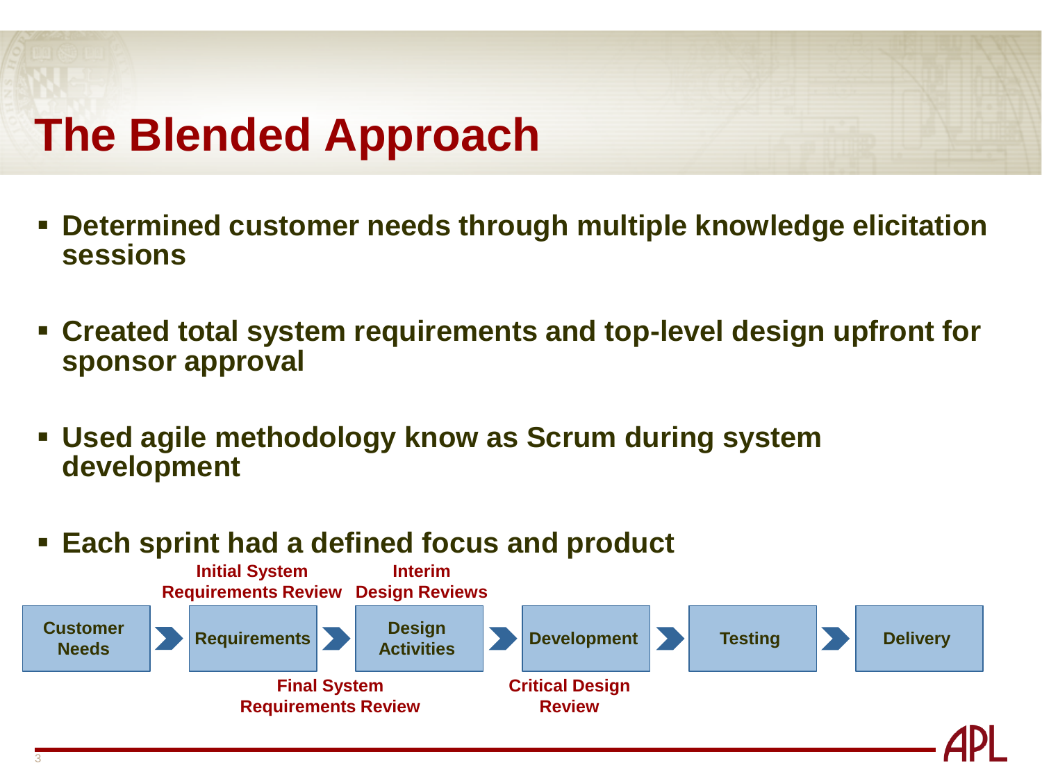# The Blended Approach

- **Determined customer needs through multiple knowledge elicitation sessions**
- **Created total system requirements and top-level design upfront for sponsor approval**
- **Used agile methodology know as Scrum during system development**
- **Each sprint had a defined focus and product**

**Customer Needs** → **Requirements** → **Design Activities** → **Development** → **Testing** → **Delivery**

**Initial System Requirements Review**

**Interim Design Reviews**

**Final System Requirements Review**

**Critical Design Review**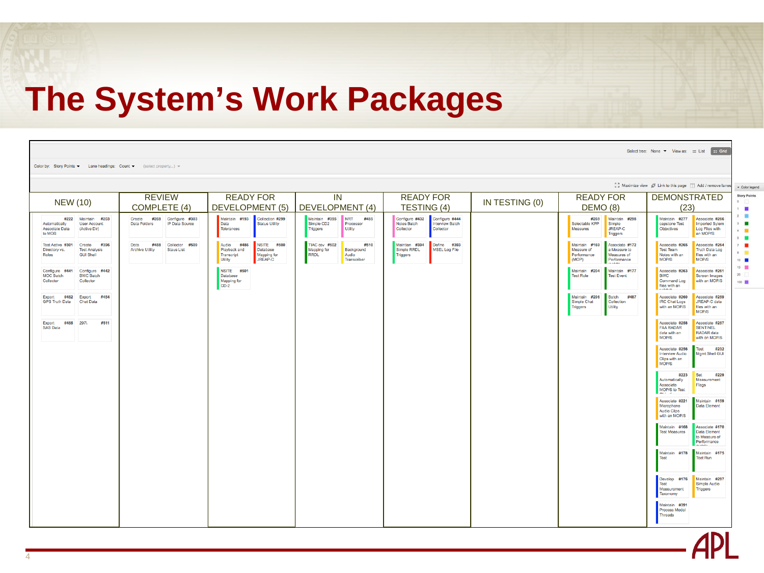# The System's Work Packages

Select tree: None ▾ View as: List | Grid

Color by: Story Points ▾ Lane headings: Count ▾ (select property...) ▾

Maximize view | Link to this page | Add / remove lanes

| NEW (10) | REVIEW COMPLETE (4) | READY FOR DEVELOPMENT (5) | IN DEVELOPMENT (4) | READY FOR TESTING (4) | IN TESTING (0) | READY FOR DEMO (8) | DEMONSTRATED (23) |
|---|---|---|---|---|---|---|---|
| #222 Automatically Associate Data to MOS | #268 Create Data Folders | #193 Maintain Data Tolerances | #395 Maintain Simple CD2 Triggers | #432 Configure Notes Batch Collector | | #269 Selectable KPP Measures | #277 Maintain capstone Test Objectives |
| #203 Maintain User Account (Active Dir) | #303 Configure IP Data Source | #299 Collection Status Utility | #485 NRT Processor Utility | #444 Configure Interview Batch Collector | | #298 Maintain Simple JREAP-C Triggers | #266 Associate Imported Sytem Log Files with an MOP/S |
| #301 Test Active Directory vs. Roles | #488 Data Archive Utility | #486 Audio Playback and Transcript Utility | #502 TIAC csv Mapping for RRDL | #394 Maintain Simple RRDL Triggers | | #169 Maintain Measure of Performance (MOP) | #265 Associate Test Team Notes with an MOP/S |
| #396 Create Test Analysis GUI Shell | #509 Collector Staus List | #500 NSITE Database Mapping for JREAP-C | #510 Background Audio Transcriber | #393 Define MSEL Log File | | #172 Associate a Measure to Measures of Performance | #264 Associate Truth Data Log files with an MOP/S |
| #441 Configure MOC Batch Collector | | #501 NSITE Database Mapping for CD-2 | | | | #204 Maintain Test Role | #263 Associate BWC Command Log files with an MOP/S |
| #442 Configure BWC Batch Collector | | | | | | #177 Maintain Test Event | #261 Associate Screen Images with an MOP/S |
| #452 Export GPS Truth Data | | | | | | #296 Maintain Simple Chat Triggers | #260 Associate IRC Chat Logs with an MOP/S |
| #454 Export Chat Data | | | | | | #487 Batch Collection Utility | #259 Associate JREAP-C data files with an MOP/S |
| #455 Export SAS Data | | | | | | | #258 Associate FAA RADAR data with an MOP/S |
| #511 297\ | | | | | | | #257 Associate SENTINEL RADAR data with an MOP/S |
| | | | | | | | #256 Associate Interview Audio Clips with an MOP/S |
| | | | | | | | #232 Test Mgmt Shell GUI |
| | | | | | | | #223 Automatically Associate MOP/S to Test Objectives |
| | | | | | | | #229 Set Measurement Flags |
| | | | | | | | #221 Associate Microphone Audio Clips with an MOP/S |
| | | | | | | | #159 Maintain Data Element |
| | | | | | | | #168 Maintain Test Measures |
| | | | | | | | #170 Associate Data Element to Measure of Performance |
| | | | | | | | #178 Maintain Test |
| | | | | | | | #175 Maintain Test Run |
| | | | | | | | #176 Develop Test Measurement Taxonomy |
| | | | | | | | #297 Maintain Simple Audio Triggers |
| | | | | | | | #391 Maintain Process Model Threads |

Color legend — Story Points: 0, 1, 2, 3, 4, 5, 7, 8, 10, 13, 20, 100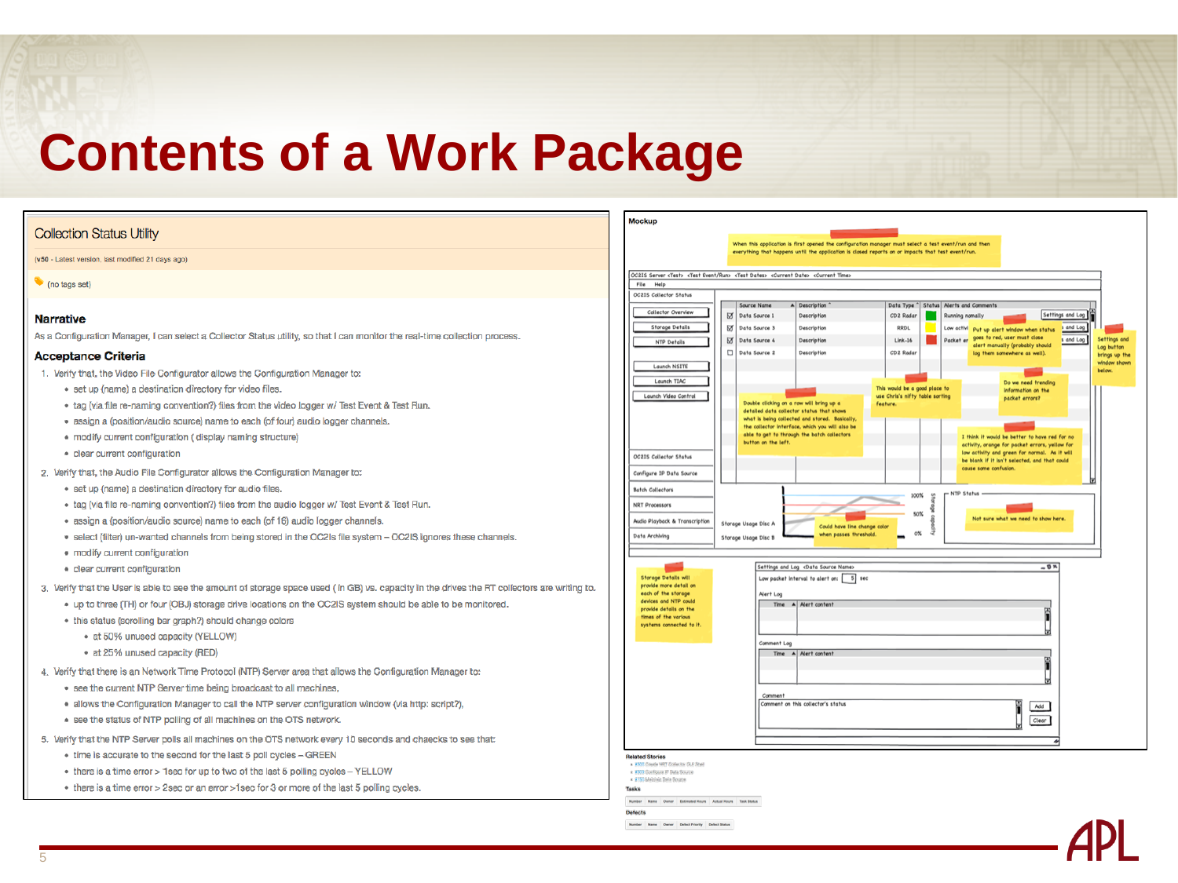# Contents of a Work Package

## Collection Status Utility

(v50 - Latest version, last modified 21 days ago)

(no tags set)

### Narrative

As a Configuration Manager, I can select a Collector Status utility, so that I can monitor the real-time collection process.

### Acceptance Criteria

1. Verify that, the Video File Configurator allows the Configuration Manager to:
   - set up (name) a destination directory for video files.
   - tag (via file re-naming convention?) files from the video logger w/ Test Event & Test Run.
   - assign a (position/audio source) name to each (of four) audio logger channels.
   - modify current configuration ( display naming structure)
   - clear current configuration
2. Verify that, the Audio File Configurator allows the Configuration Manager to:
   - set up (name) a destination directory for audio files.
   - tag (via file re-naming convention?) files from the audio logger w/ Test Event & Test Run.
   - assign a (position/audio source) name to each (of 16) audio logger channels.
   - select (filter) un-wanted channels from being stored in the OC2IS file system – OC2IS ignores these channels.
   - modify current configuration
   - clear current configuration
3. Verify that the User is able to see the amount of storage space used ( in GB) vs. capacity in the drives the RT collectors are writing to.
   - up to three (TH) or four (OBJ) storage drive locations on the OC2IS system should be able to be monitored.
   - this status (scrolling bar graph?) should change colors
     - at 50% unused capacity (YELLOW)
     - at 25% unused capacity (RED)
4. Verify that there is an Network Time Protocol (NTP) Server area that allows the Configuration Manager to:
   - see the current NTP Server time being broadcast to all machines,
   - allows the Configuration Manager to call the NTP server configuration window (via http: script?),
   - see the status of NTP polling of all machines on the OTS network.
5. Verify that the NTP Server polls all machines on the OTS network every 10 seconds and chaecks to see that:
   - time is accurate to the second for the last 5 poll cycles – GREEN
   - there is a time error > 1sec for up to two of the last 5 polling cycles – YELLOW
   - there is a time error > 2sec or an error >1sec for 3 or more of the last 5 polling cycles.

## Mockup

When this application is first opened the configuration manager must select a test event/run and then everything that happens until the application is closed reports on or impacts that test event/run.

OC2IS Server <Test> <Test Event/Run> <Test Dates> <Current Date> <Current Time>

File Help

OC2IS Collector Status

- Collector Overview
- Storage Details
- NTP Details
- Launch NSITE
- Launch TIAC
- Launch Video Control

| | Source Name | Description | Data Type | Status | Alerts and Comments |
|---|---|---|---|---|---|
| ☑ | Data Source 1 | Description | CD2 Radar | | Running normally |
| ☑ | Data Source 3 | Description | RRDL | | Low activi... |
| ☑ | Data Source 4 | Description | Link-16 | | Packet er... |
| ☐ | Data Source 2 | Description | CD2 Radar | | |

Put up alert window when status goes to red, user must close alert manually (probably should log them somewhere as well).

Settings and Log button brings up the window shown below.

This would be a good place to use Chris's nifty table sorting feature.

Do we need trending information on the packet errors?

Double clicking on a row will bring up a detailed data collector status that shows what is being collected and stored. Basically, the collector interface, which you will also be able to get to through the batch collectors button on the left.

I think it would be better to have red for no activity, orange for packet errors, yellow for low activity and green for normal. As it will be blank if it isn't selected, and that could cause some confusion.

- OC2IS Collector Status
- Configure IP Data Source
- Batch Collectors
- NRT Processors
- Audio Playback & Transcription
- Data Archiving

Storage Usage Disc A

Storage Usage Disc B

100% / 50% / 0% — Storage capacity

Could have line change color when passes threshold.

NTP Status

Not sure what we need to show here.

Storage Details will provide more detail on each of the storage devices and NTP could provide details on the times of the various systems connected to it.

Settings and Log <Data Source Name>

Low packet interval to alert on: 5 sec

Alert Log

| Time | Alert content |
|---|---|

Comment Log

| Time | Alert content |
|---|---|

Comment

Comment on this collector's status

Add

Clear

Related Stories

- #300 Create NRT Collector GUI Shell
- #303 Configure IP Data Source
- #150 Metadata Data Source

Tasks

| Number | Name | Owner | Estimated Hours | Actual Hours | Task Status |
|---|---|---|---|---|---|

Defects

| Number | Name | Owner | Defect Priority | Defect Status |
|---|---|---|---|---|

APL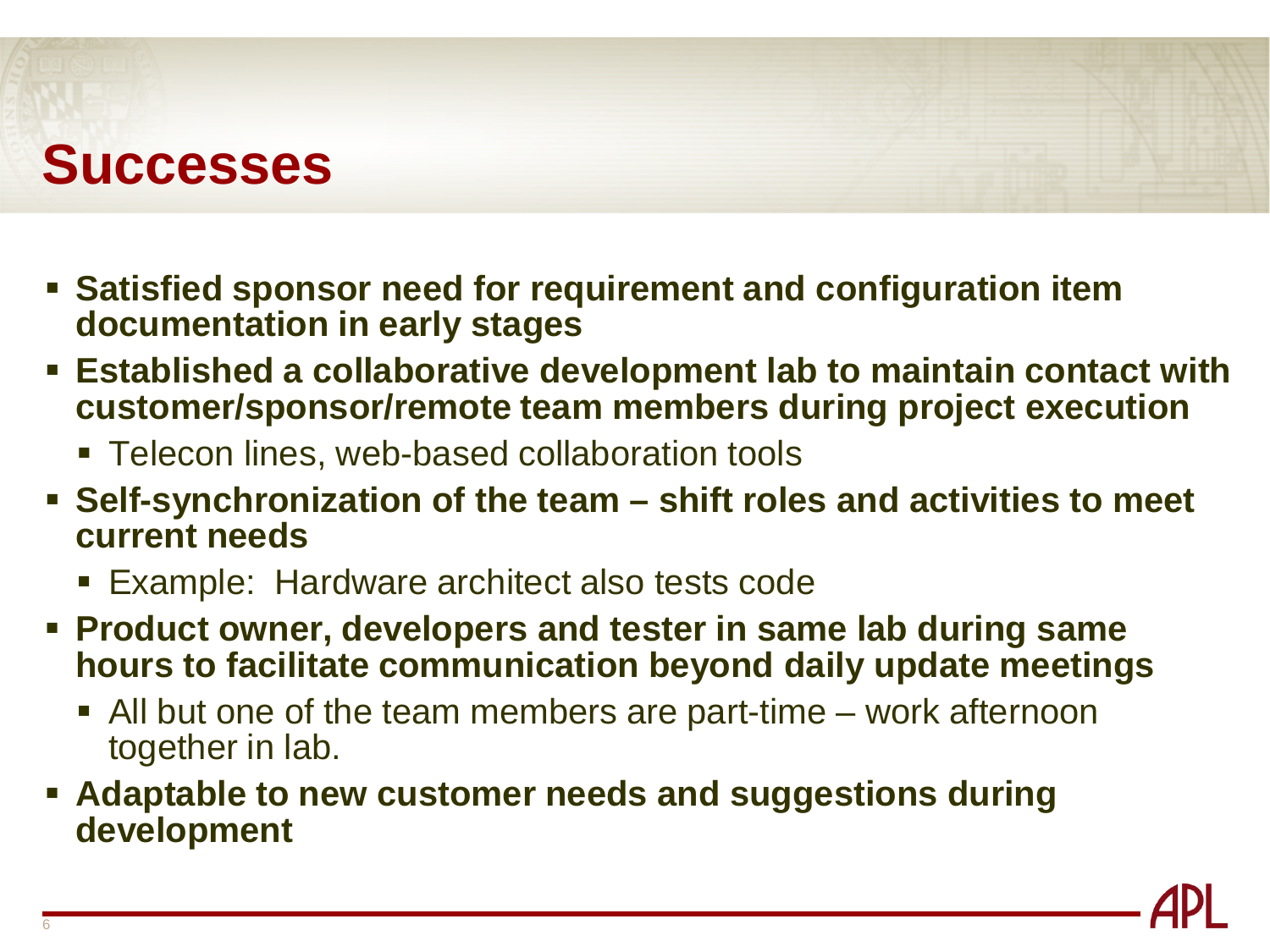# Successes

- **Satisfied sponsor need for requirement and configuration item documentation in early stages**
- **Established a collaborative development lab to maintain contact with customer/sponsor/remote team members during project execution**
  - Telecon lines, web-based collaboration tools
- **Self-synchronization of the team – shift roles and activities to meet current needs**
  - Example: Hardware architect also tests code
- **Product owner, developers and tester in same lab during same hours to facilitate communication beyond daily update meetings**
  - All but one of the team members are part-time – work afternoon together in lab.
- **Adaptable to new customer needs and suggestions during development**